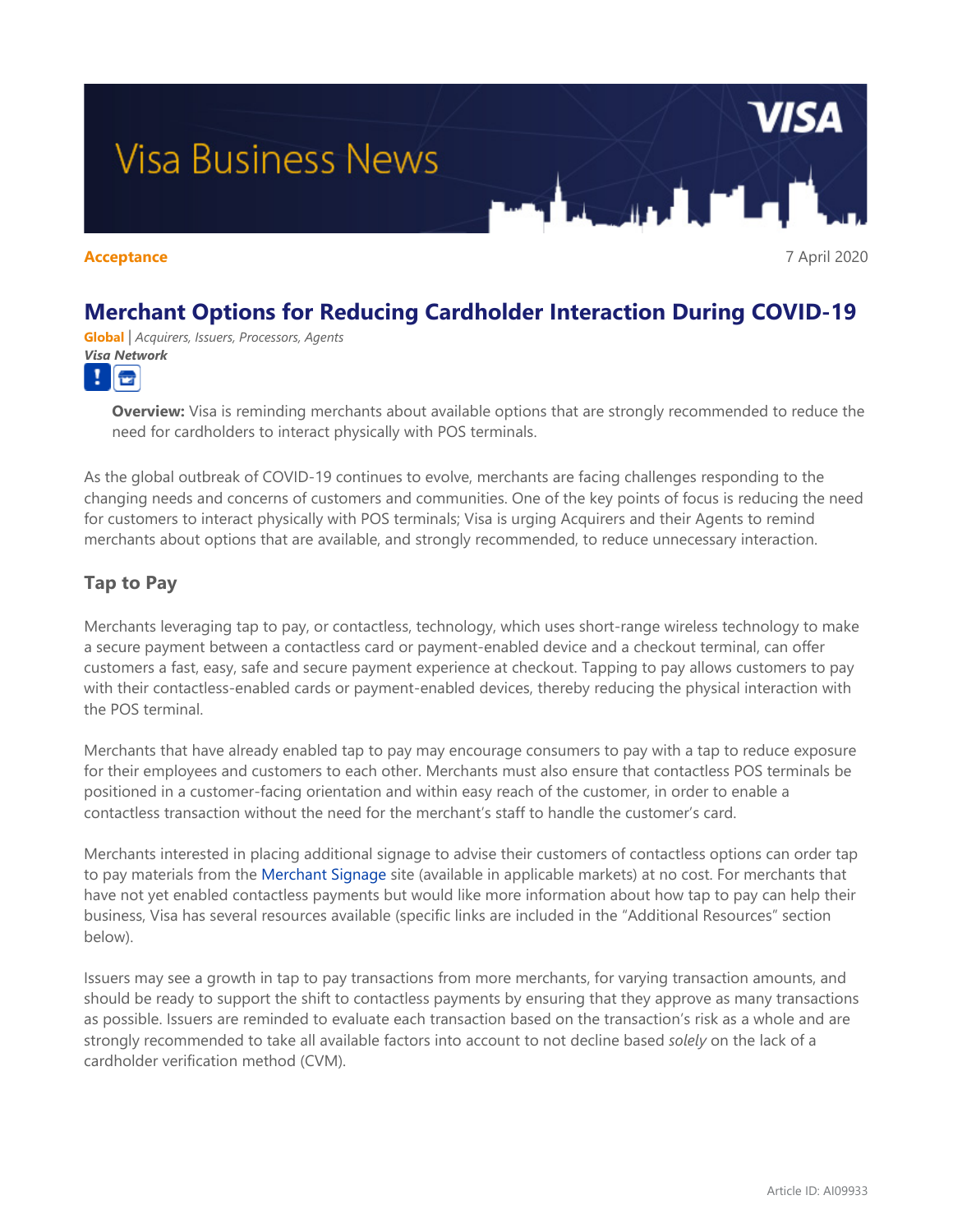# Visa Business News

**Acceptance** 7 April 2020

## Merchant Options for Reducing Cardholder Interaction During COVID-19

**Global** | *Acquirers, Issuers, Processors, Agents*
***Visa Network***

**Overview:** Visa is reminding merchants about available options that are strongly recommended to reduce the need for cardholders to interact physically with POS terminals.

As the global outbreak of COVID-19 continues to evolve, merchants are facing challenges responding to the changing needs and concerns of customers and communities. One of the key points of focus is reducing the need for customers to interact physically with POS terminals; Visa is urging Acquirers and their Agents to remind merchants about options that are available, and strongly recommended, to reduce unnecessary interaction.

### Tap to Pay

Merchants leveraging tap to pay, or contactless, technology, which uses short-range wireless technology to make a secure payment between a contactless card or payment-enabled device and a checkout terminal, can offer customers a fast, easy, safe and secure payment experience at checkout. Tapping to pay allows customers to pay with their contactless-enabled cards or payment-enabled devices, thereby reducing the physical interaction with the POS terminal.

Merchants that have already enabled tap to pay may encourage consumers to pay with a tap to reduce exposure for their employees and customers to each other. Merchants must also ensure that contactless POS terminals be positioned in a customer-facing orientation and within easy reach of the customer, in order to enable a contactless transaction without the need for the merchant's staff to handle the customer's card.

Merchants interested in placing additional signage to advise their customers of contactless options can order tap to pay materials from the Merchant Signage site (available in applicable markets) at no cost. For merchants that have not yet enabled contactless payments but would like more information about how tap to pay can help their business, Visa has several resources available (specific links are included in the "Additional Resources" section below).

Issuers may see a growth in tap to pay transactions from more merchants, for varying transaction amounts, and should be ready to support the shift to contactless payments by ensuring that they approve as many transactions as possible. Issuers are reminded to evaluate each transaction based on the transaction's risk as a whole and are strongly recommended to take all available factors into account to not decline based *solely* on the lack of a cardholder verification method (CVM).

Article ID: AI09933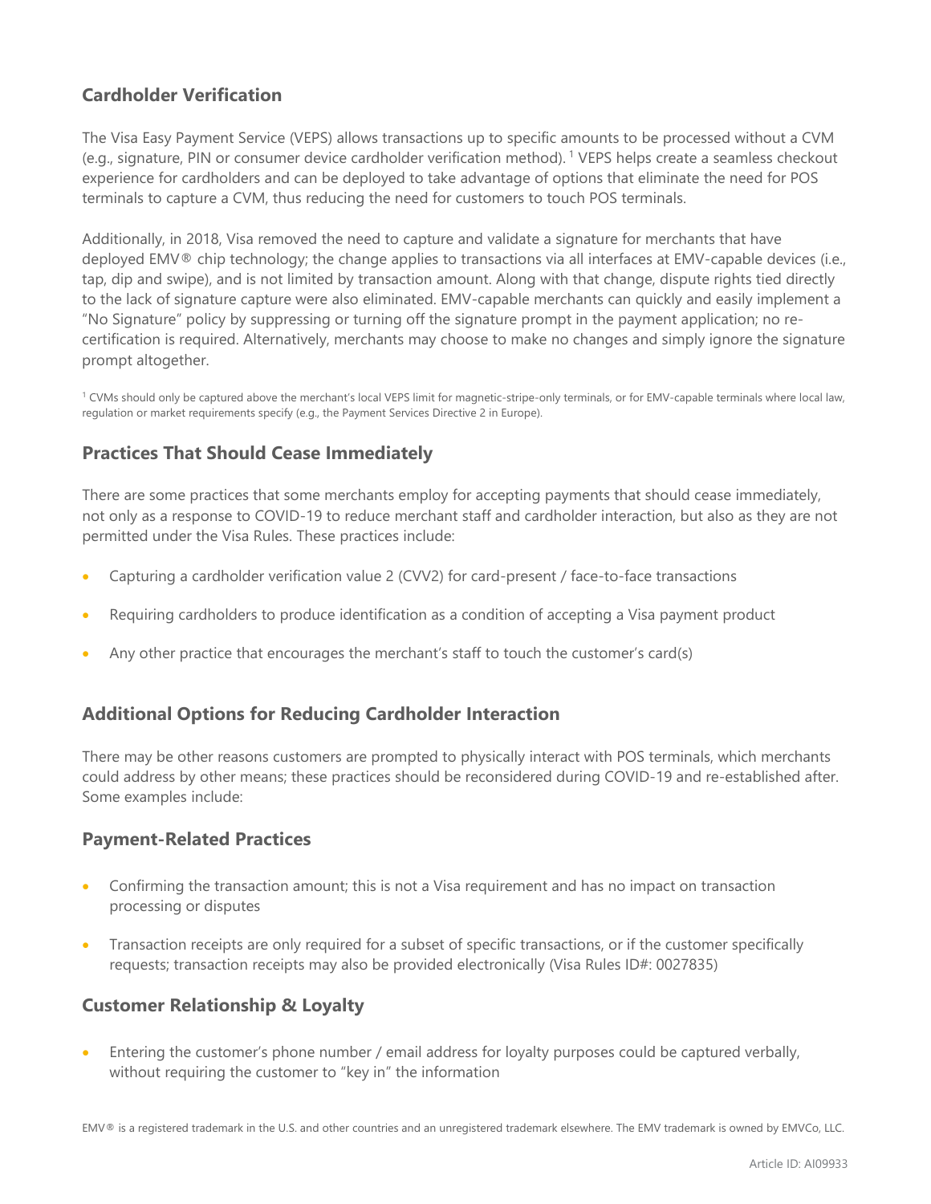## Cardholder Verification

The Visa Easy Payment Service (VEPS) allows transactions up to specific amounts to be processed without a CVM (e.g., signature, PIN or consumer device cardholder verification method). [1] VEPS helps create a seamless checkout experience for cardholders and can be deployed to take advantage of options that eliminate the need for POS terminals to capture a CVM, thus reducing the need for customers to touch POS terminals.

Additionally, in 2018, Visa removed the need to capture and validate a signature for merchants that have deployed EMV® chip technology; the change applies to transactions via all interfaces at EMV-capable devices (i.e., tap, dip and swipe), and is not limited by transaction amount. Along with that change, dispute rights tied directly to the lack of signature capture were also eliminated. EMV-capable merchants can quickly and easily implement a "No Signature" policy by suppressing or turning off the signature prompt in the payment application; no re-certification is required. Alternatively, merchants may choose to make no changes and simply ignore the signature prompt altogether.

[1] CVMs should only be captured above the merchant's local VEPS limit for magnetic-stripe-only terminals, or for EMV-capable terminals where local law, regulation or market requirements specify (e.g., the Payment Services Directive 2 in Europe).

## Practices That Should Cease Immediately

There are some practices that some merchants employ for accepting payments that should cease immediately, not only as a response to COVID-19 to reduce merchant staff and cardholder interaction, but also as they are not permitted under the Visa Rules. These practices include:

- Capturing a cardholder verification value 2 (CVV2) for card-present / face-to-face transactions
- Requiring cardholders to produce identification as a condition of accepting a Visa payment product
- Any other practice that encourages the merchant's staff to touch the customer's card(s)

## Additional Options for Reducing Cardholder Interaction

There may be other reasons customers are prompted to physically interact with POS terminals, which merchants could address by other means; these practices should be reconsidered during COVID-19 and re-established after. Some examples include:

### Payment-Related Practices

- Confirming the transaction amount; this is not a Visa requirement and has no impact on transaction processing or disputes
- Transaction receipts are only required for a subset of specific transactions, or if the customer specifically requests; transaction receipts may also be provided electronically (Visa Rules ID#: 0027835)

### Customer Relationship & Loyalty

- Entering the customer's phone number / email address for loyalty purposes could be captured verbally, without requiring the customer to "key in" the information

EMV® is a registered trademark in the U.S. and other countries and an unregistered trademark elsewhere. The EMV trademark is owned by EMVCo, LLC.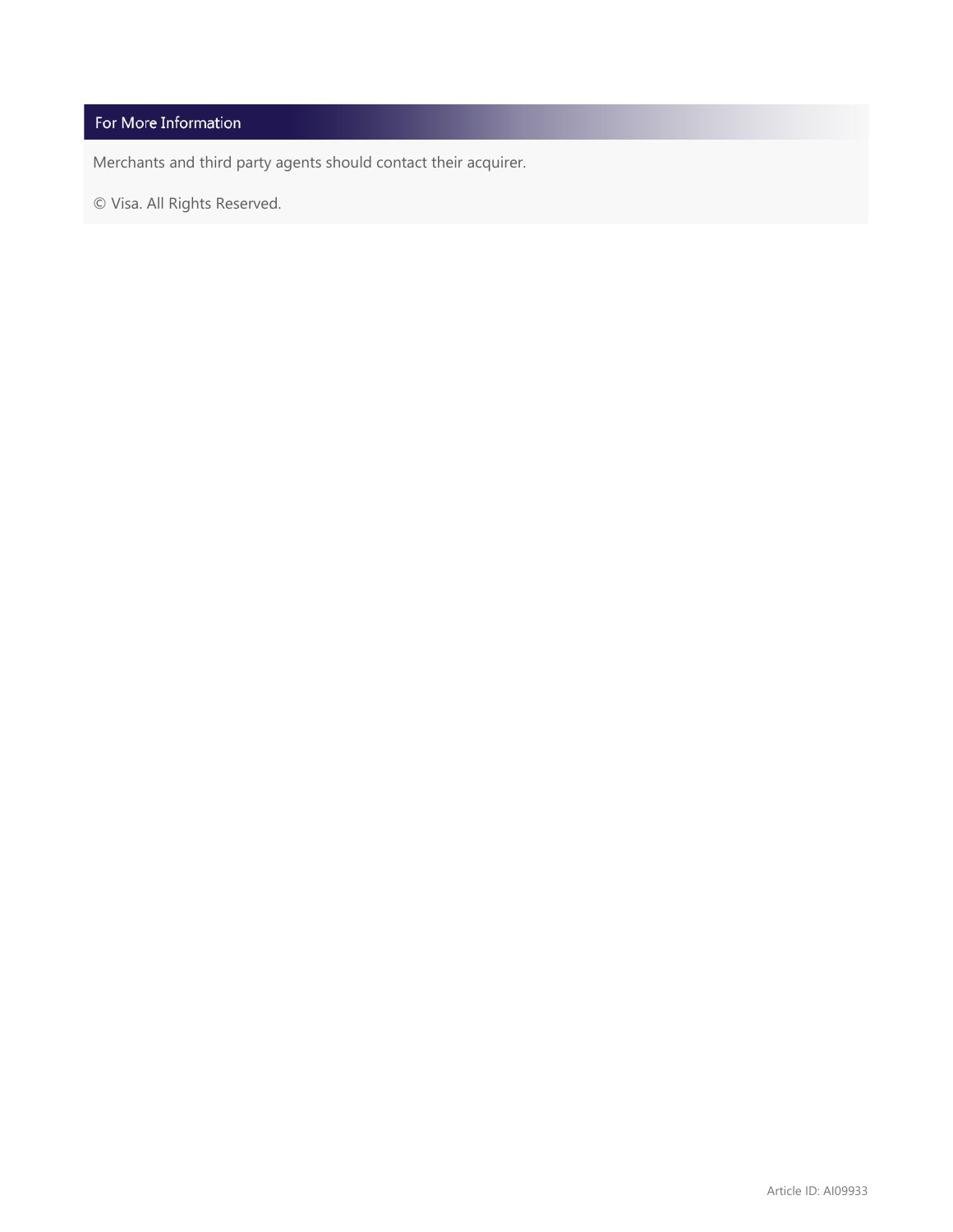## For More Information

Merchants and third party agents should contact their acquirer.

© Visa. All Rights Reserved.